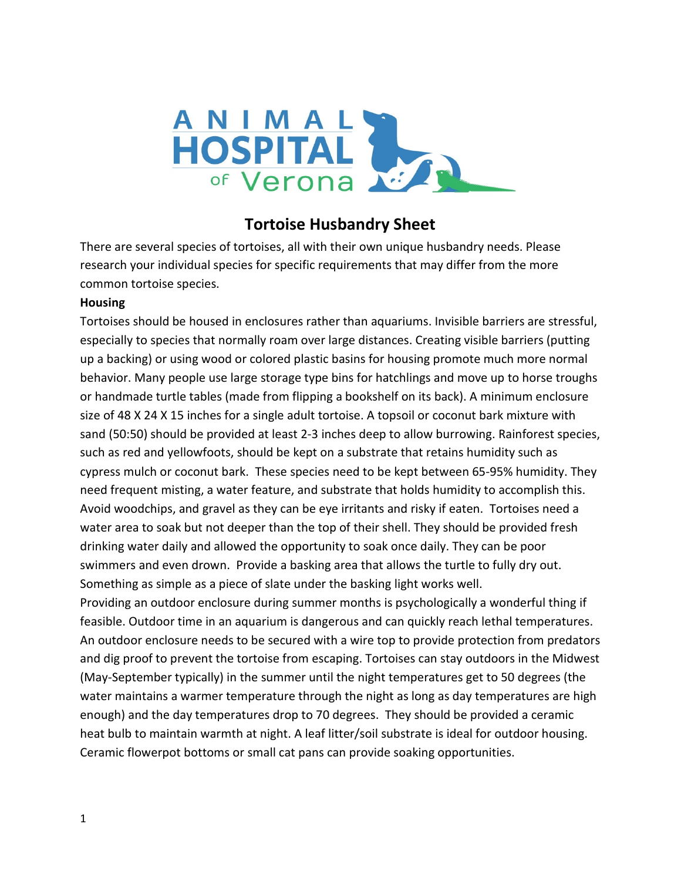# Tortoise Husbandry Sheet

There are several species of tortoises, all with their own unique husbandry needs. Please research your individual species for specific requirements that may differ from the more common tortoise species.

**Housing**

Tortoises should be housed in enclosures rather than aquariums. Invisible barriers are stressful, especially to species that normally roam over large distances. Creating visible barriers (putting up a backing) or using wood or colored plastic basins for housing promote much more normal behavior. Many people use large storage type bins for hatchlings and move up to horse troughs or handmade turtle tables (made from flipping a bookshelf on its back). A minimum enclosure size of 48 X 24 X 15 inches for a single adult tortoise. A topsoil or coconut bark mixture with sand (50:50) should be provided at least 2-3 inches deep to allow burrowing. Rainforest species, such as red and yellowfoots, should be kept on a substrate that retains humidity such as cypress mulch or coconut bark. These species need to be kept between 65-95% humidity. They need frequent misting, a water feature, and substrate that holds humidity to accomplish this. Avoid woodchips, and gravel as they can be eye irritants and risky if eaten. Tortoises need a water area to soak but not deeper than the top of their shell. They should be provided fresh drinking water daily and allowed the opportunity to soak once daily. They can be poor swimmers and even drown. Provide a basking area that allows the turtle to fully dry out. Something as simple as a piece of slate under the basking light works well.

Providing an outdoor enclosure during summer months is psychologically a wonderful thing if feasible. Outdoor time in an aquarium is dangerous and can quickly reach lethal temperatures. An outdoor enclosure needs to be secured with a wire top to provide protection from predators and dig proof to prevent the tortoise from escaping. Tortoises can stay outdoors in the Midwest (May-September typically) in the summer until the night temperatures get to 50 degrees (the water maintains a warmer temperature through the night as long as day temperatures are high enough) and the day temperatures drop to 70 degrees. They should be provided a ceramic heat bulb to maintain warmth at night. A leaf litter/soil substrate is ideal for outdoor housing. Ceramic flowerpot bottoms or small cat pans can provide soaking opportunities.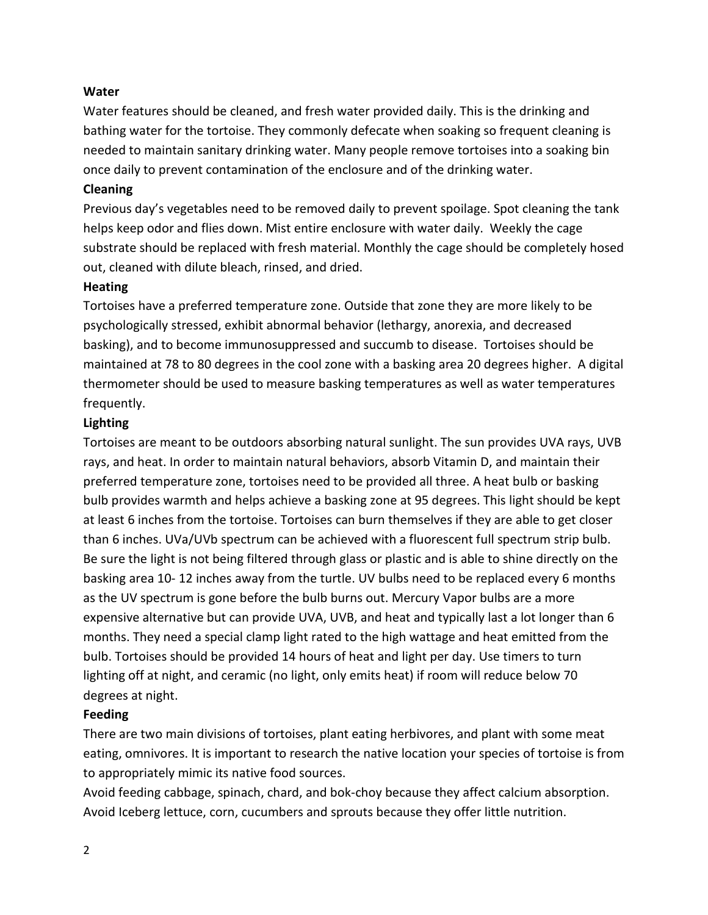**Water**

Water features should be cleaned, and fresh water provided daily. This is the drinking and bathing water for the tortoise. They commonly defecate when soaking so frequent cleaning is needed to maintain sanitary drinking water. Many people remove tortoises into a soaking bin once daily to prevent contamination of the enclosure and of the drinking water.

**Cleaning**

Previous day's vegetables need to be removed daily to prevent spoilage. Spot cleaning the tank helps keep odor and flies down. Mist entire enclosure with water daily. Weekly the cage substrate should be replaced with fresh material. Monthly the cage should be completely hosed out, cleaned with dilute bleach, rinsed, and dried.

**Heating**

Tortoises have a preferred temperature zone. Outside that zone they are more likely to be psychologically stressed, exhibit abnormal behavior (lethargy, anorexia, and decreased basking), and to become immunosuppressed and succumb to disease. Tortoises should be maintained at 78 to 80 degrees in the cool zone with a basking area 20 degrees higher. A digital thermometer should be used to measure basking temperatures as well as water temperatures frequently.

**Lighting**

Tortoises are meant to be outdoors absorbing natural sunlight. The sun provides UVA rays, UVB rays, and heat. In order to maintain natural behaviors, absorb Vitamin D, and maintain their preferred temperature zone, tortoises need to be provided all three. A heat bulb or basking bulb provides warmth and helps achieve a basking zone at 95 degrees. This light should be kept at least 6 inches from the tortoise. Tortoises can burn themselves if they are able to get closer than 6 inches. UVa/UVb spectrum can be achieved with a fluorescent full spectrum strip bulb. Be sure the light is not being filtered through glass or plastic and is able to shine directly on the basking area 10- 12 inches away from the turtle. UV bulbs need to be replaced every 6 months as the UV spectrum is gone before the bulb burns out. Mercury Vapor bulbs are a more expensive alternative but can provide UVA, UVB, and heat and typically last a lot longer than 6 months. They need a special clamp light rated to the high wattage and heat emitted from the bulb. Tortoises should be provided 14 hours of heat and light per day. Use timers to turn lighting off at night, and ceramic (no light, only emits heat) if room will reduce below 70 degrees at night.

**Feeding**

There are two main divisions of tortoises, plant eating herbivores, and plant with some meat eating, omnivores. It is important to research the native location your species of tortoise is from to appropriately mimic its native food sources.

Avoid feeding cabbage, spinach, chard, and bok-choy because they affect calcium absorption. Avoid Iceberg lettuce, corn, cucumbers and sprouts because they offer little nutrition.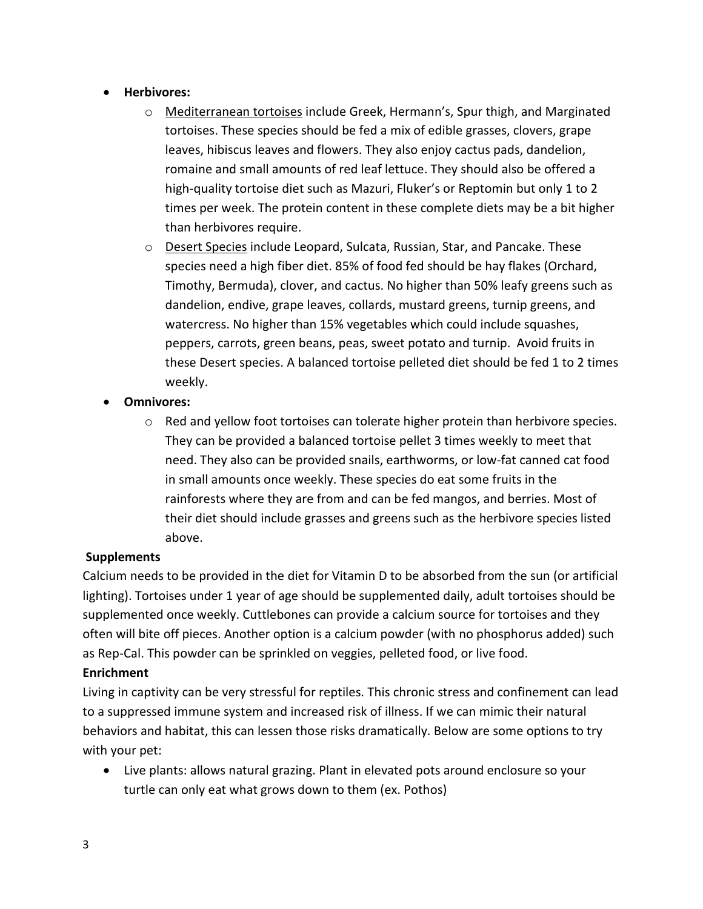- **Herbivores:**
  - Mediterranean tortoises include Greek, Hermann's, Spur thigh, and Marginated tortoises. These species should be fed a mix of edible grasses, clovers, grape leaves, hibiscus leaves and flowers. They also enjoy cactus pads, dandelion, romaine and small amounts of red leaf lettuce. They should also be offered a high-quality tortoise diet such as Mazuri, Fluker's or Reptomin but only 1 to 2 times per week. The protein content in these complete diets may be a bit higher than herbivores require.
  - Desert Species include Leopard, Sulcata, Russian, Star, and Pancake. These species need a high fiber diet. 85% of food fed should be hay flakes (Orchard, Timothy, Bermuda), clover, and cactus. No higher than 50% leafy greens such as dandelion, endive, grape leaves, collards, mustard greens, turnip greens, and watercress. No higher than 15% vegetables which could include squashes, peppers, carrots, green beans, peas, sweet potato and turnip. Avoid fruits in these Desert species. A balanced tortoise pelleted diet should be fed 1 to 2 times weekly.
- **Omnivores:**
  - Red and yellow foot tortoises can tolerate higher protein than herbivore species. They can be provided a balanced tortoise pellet 3 times weekly to meet that need. They also can be provided snails, earthworms, or low-fat canned cat food in small amounts once weekly. These species do eat some fruits in the rainforests where they are from and can be fed mangos, and berries. Most of their diet should include grasses and greens such as the herbivore species listed above.

**Supplements**

Calcium needs to be provided in the diet for Vitamin D to be absorbed from the sun (or artificial lighting). Tortoises under 1 year of age should be supplemented daily, adult tortoises should be supplemented once weekly. Cuttlebones can provide a calcium source for tortoises and they often will bite off pieces. Another option is a calcium powder (with no phosphorus added) such as Rep-Cal. This powder can be sprinkled on veggies, pelleted food, or live food.

**Enrichment**

Living in captivity can be very stressful for reptiles. This chronic stress and confinement can lead to a suppressed immune system and increased risk of illness. If we can mimic their natural behaviors and habitat, this can lessen those risks dramatically. Below are some options to try with your pet:

- Live plants: allows natural grazing. Plant in elevated pots around enclosure so your turtle can only eat what grows down to them (ex. Pothos)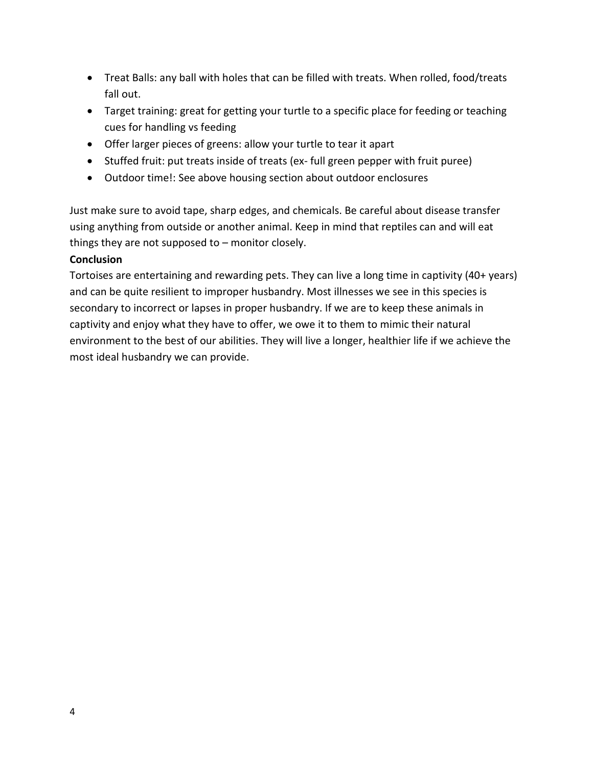- Treat Balls: any ball with holes that can be filled with treats. When rolled, food/treats fall out.
- Target training: great for getting your turtle to a specific place for feeding or teaching cues for handling vs feeding
- Offer larger pieces of greens: allow your turtle to tear it apart
- Stuffed fruit: put treats inside of treats (ex- full green pepper with fruit puree)
- Outdoor time!: See above housing section about outdoor enclosures

Just make sure to avoid tape, sharp edges, and chemicals. Be careful about disease transfer using anything from outside or another animal. Keep in mind that reptiles can and will eat things they are not supposed to – monitor closely.

**Conclusion**

Tortoises are entertaining and rewarding pets. They can live a long time in captivity (40+ years) and can be quite resilient to improper husbandry. Most illnesses we see in this species is secondary to incorrect or lapses in proper husbandry. If we are to keep these animals in captivity and enjoy what they have to offer, we owe it to them to mimic their natural environment to the best of our abilities. They will live a longer, healthier life if we achieve the most ideal husbandry we can provide.